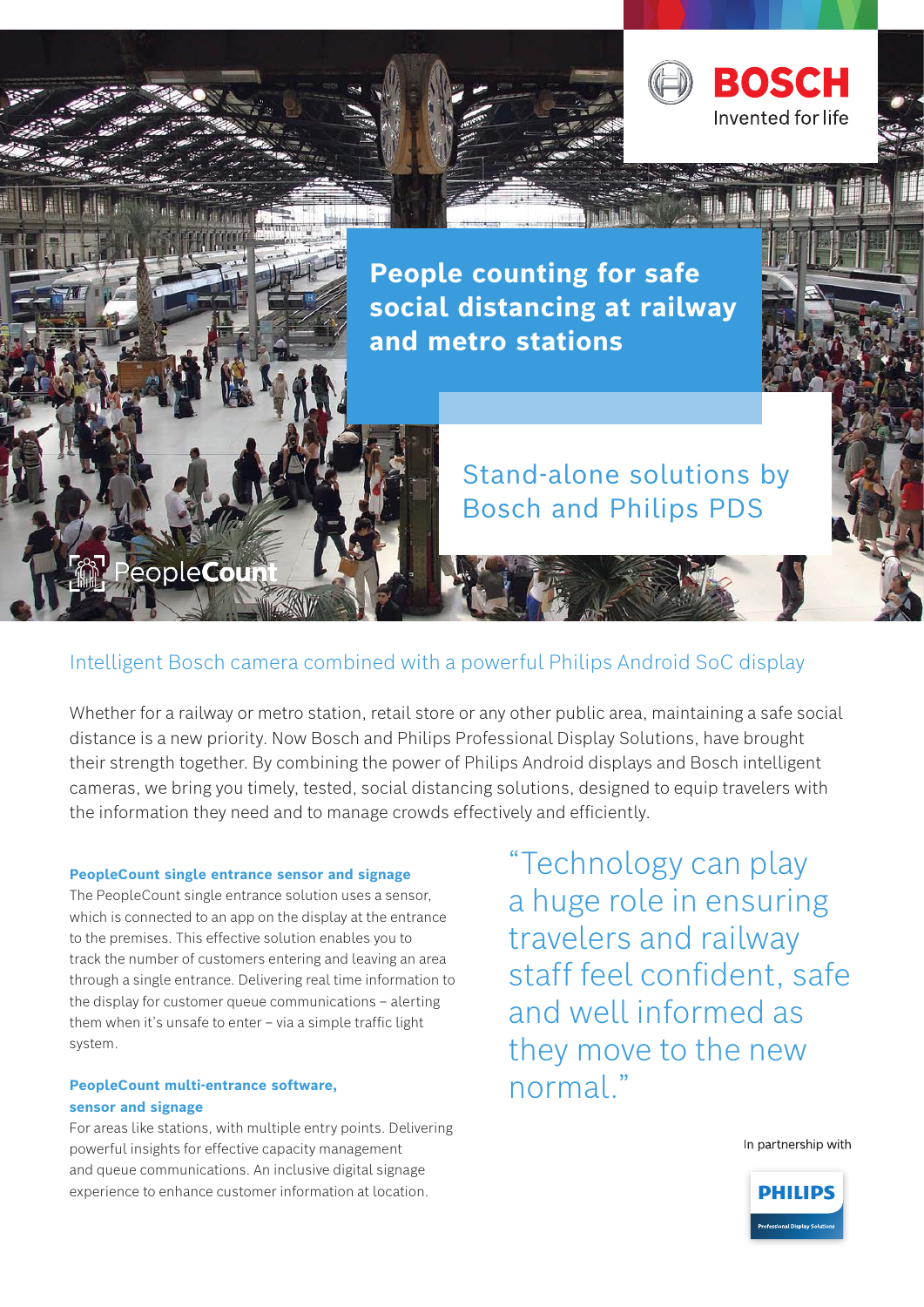BOSCH

Invented for life

# People counting for safe social distancing at railway and metro stations

## Stand-alone solutions by Bosch and Philips PDS

PeopleCount

### Intelligent Bosch camera combined with a powerful Philips Android SoC display

Whether for a railway or metro station, retail store or any other public area, maintaining a safe social distance is a new priority. Now Bosch and Philips Professional Display Solutions, have brought their strength together. By combining the power of Philips Android displays and Bosch intelligent cameras, we bring you timely, tested, social distancing solutions, designed to equip travelers with the information they need and to manage crowds effectively and efficiently.

**PeopleCount single entrance sensor and signage**

The PeopleCount single entrance solution uses a sensor, which is connected to an app on the display at the entrance to the premises. This effective solution enables you to track the number of customers entering and leaving an area through a single entrance. Delivering real time information to the display for customer queue communications – alerting them when it's unsafe to enter – via a simple traffic light system.

**PeopleCount multi-entrance software, sensor and signage**

For areas like stations, with multiple entry points. Delivering powerful insights for effective capacity management and queue communications. An inclusive digital signage experience to enhance customer information at location.

> "Technology can play a huge role in ensuring travelers and railway staff feel confident, safe and well informed as they move to the new normal."

In partnership with

PHILIPS

Professional Display Solutions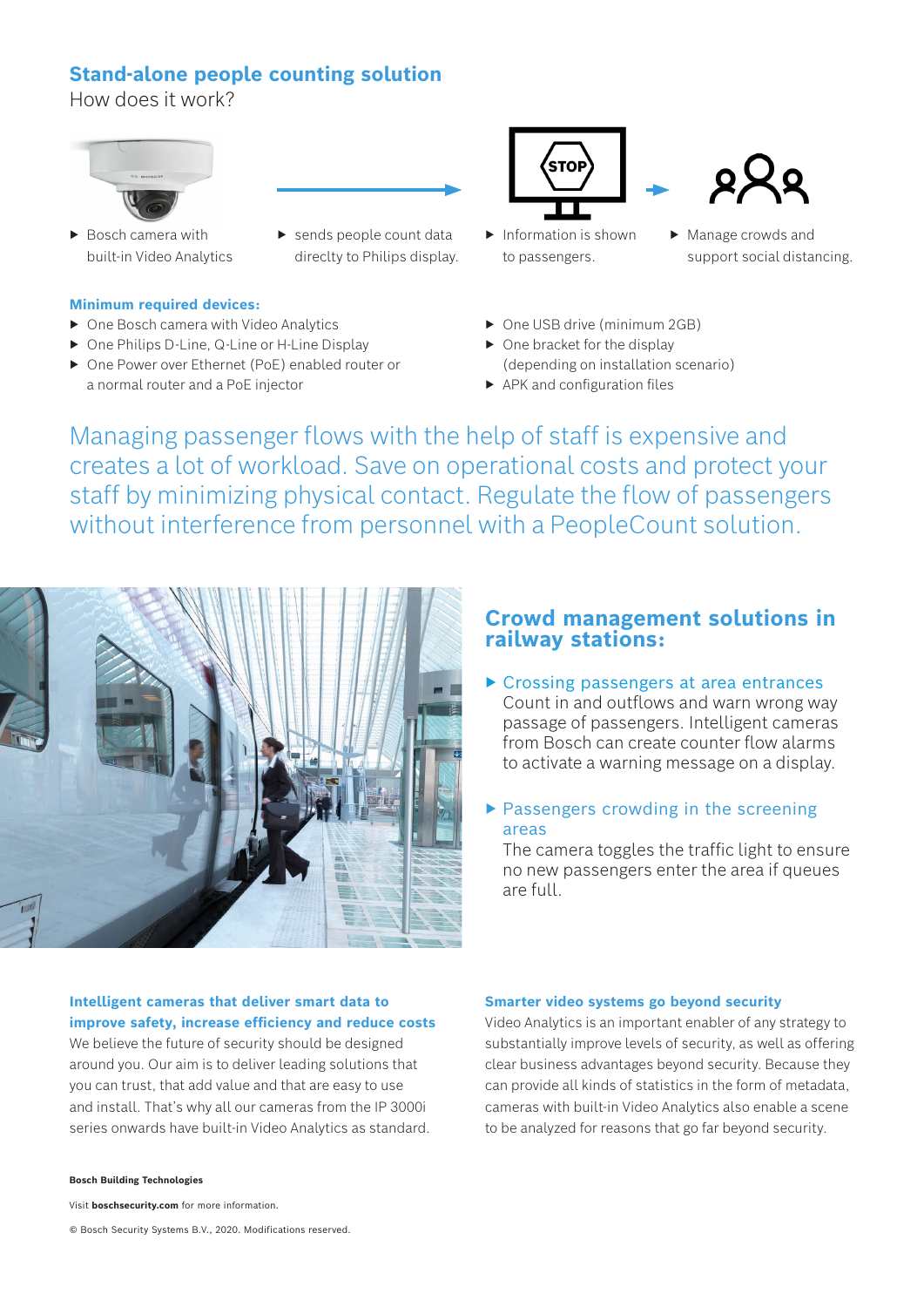## Stand-alone people counting solution

How does it work?

- Bosch camera with built-in Video Analytics
- sends people count data direclty to Philips display.
- Information is shown to passengers.
- Manage crowds and support social distancing.

**Minimum required devices:**

- One Bosch camera with Video Analytics
- One Philips D-Line, Q-Line or H-Line Display
- One Power over Ethernet (PoE) enabled router or a normal router and a PoE injector
- One USB drive (minimum 2GB)
- One bracket for the display (depending on installation scenario)
- APK and configuration files

Managing passenger flows with the help of staff is expensive and creates a lot of workload. Save on operational costs and protect your staff by minimizing physical contact. Regulate the flow of passengers without interference from personnel with a PeopleCount solution.

## Crowd management solutions in railway stations:

- **Crossing passengers at area entrances**
  Count in and outflows and warn wrong way passage of passengers. Intelligent cameras from Bosch can create counter flow alarms to activate a warning message on a display.

- **Passengers crowding in the screening areas**
  The camera toggles the traffic light to ensure no new passengers enter the area if queues are full.

### Intelligent cameras that deliver smart data to improve safety, increase efficiency and reduce costs

We believe the future of security should be designed around you. Our aim is to deliver leading solutions that you can trust, that add value and that are easy to use and install. That's why all our cameras from the IP 3000i series onwards have built-in Video Analytics as standard.

### Smarter video systems go beyond security

Video Analytics is an important enabler of any strategy to substantially improve levels of security, as well as offering clear business advantages beyond security. Because they can provide all kinds of statistics in the form of metadata, cameras with built-in Video Analytics also enable a scene to be analyzed for reasons that go far beyond security.

**Bosch Building Technologies**

Visit **boschsecurity.com** for more information.

© Bosch Security Systems B.V., 2020. Modifications reserved.